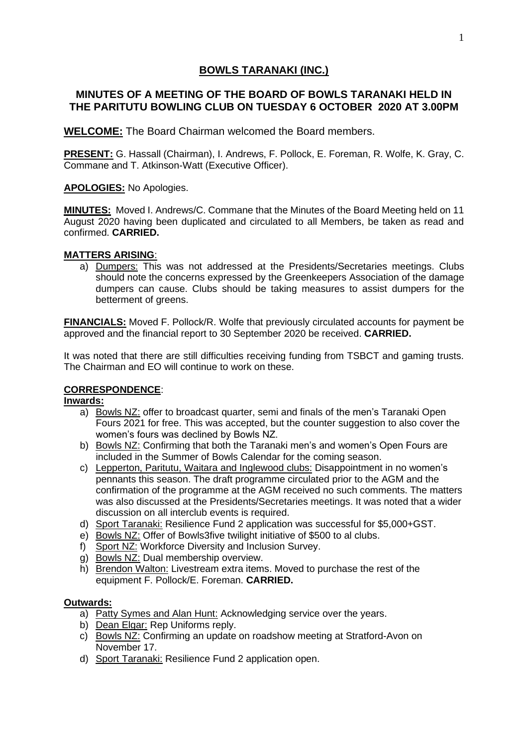# BOWLS TARANAKI (INC.)

## MINUTES OF A MEETING OF THE BOARD OF BOWLS TARANAKI HELD IN THE PARITUTU BOWLING CLUB ON TUESDAY 6 OCTOBER 2020 AT 3.00PM

**WELCOME:** The Board Chairman welcomed the Board members.

**PRESENT:** G. Hassall (Chairman), I. Andrews, F. Pollock, E. Foreman, R. Wolfe, K. Gray, C. Commane and T. Atkinson-Watt (Executive Officer).

**APOLOGIES:** No Apologies.

**MINUTES:** Moved I. Andrews/C. Commane that the Minutes of the Board Meeting held on 11 August 2020 having been duplicated and circulated to all Members, be taken as read and confirmed. **CARRIED.**

**MATTERS ARISING**:

a) Dumpers: This was not addressed at the Presidents/Secretaries meetings. Clubs should note the concerns expressed by the Greenkeepers Association of the damage dumpers can cause. Clubs should be taking measures to assist dumpers for the betterment of greens.

**FINANCIALS:** Moved F. Pollock/R. Wolfe that previously circulated accounts for payment be approved and the financial report to 30 September 2020 be received. **CARRIED.**

It was noted that there are still difficulties receiving funding from TSBCT and gaming trusts. The Chairman and EO will continue to work on these.

**CORRESPONDENCE**:

**Inwards:**

a) Bowls NZ: offer to broadcast quarter, semi and finals of the men's Taranaki Open Fours 2021 for free. This was accepted, but the counter suggestion to also cover the women's fours was declined by Bowls NZ.
b) Bowls NZ: Confirming that both the Taranaki men's and women's Open Fours are included in the Summer of Bowls Calendar for the coming season.
c) Lepperton, Paritutu, Waitara and Inglewood clubs: Disappointment in no women's pennants this season. The draft programme circulated prior to the AGM and the confirmation of the programme at the AGM received no such comments. The matters was also discussed at the Presidents/Secretaries meetings. It was noted that a wider discussion on all interclub events is required.
d) Sport Taranaki: Resilience Fund 2 application was successful for $5,000+GST.
e) Bowls NZ: Offer of Bowls3five twilight initiative of $500 to al clubs.
f) Sport NZ: Workforce Diversity and Inclusion Survey.
g) Bowls NZ: Dual membership overview.
h) Brendon Walton: Livestream extra items. Moved to purchase the rest of the equipment F. Pollock/E. Foreman. **CARRIED.**

**Outwards:**

a) Patty Symes and Alan Hunt: Acknowledging service over the years.
b) Dean Elgar: Rep Uniforms reply.
c) Bowls NZ: Confirming an update on roadshow meeting at Stratford-Avon on November 17.
d) Sport Taranaki: Resilience Fund 2 application open.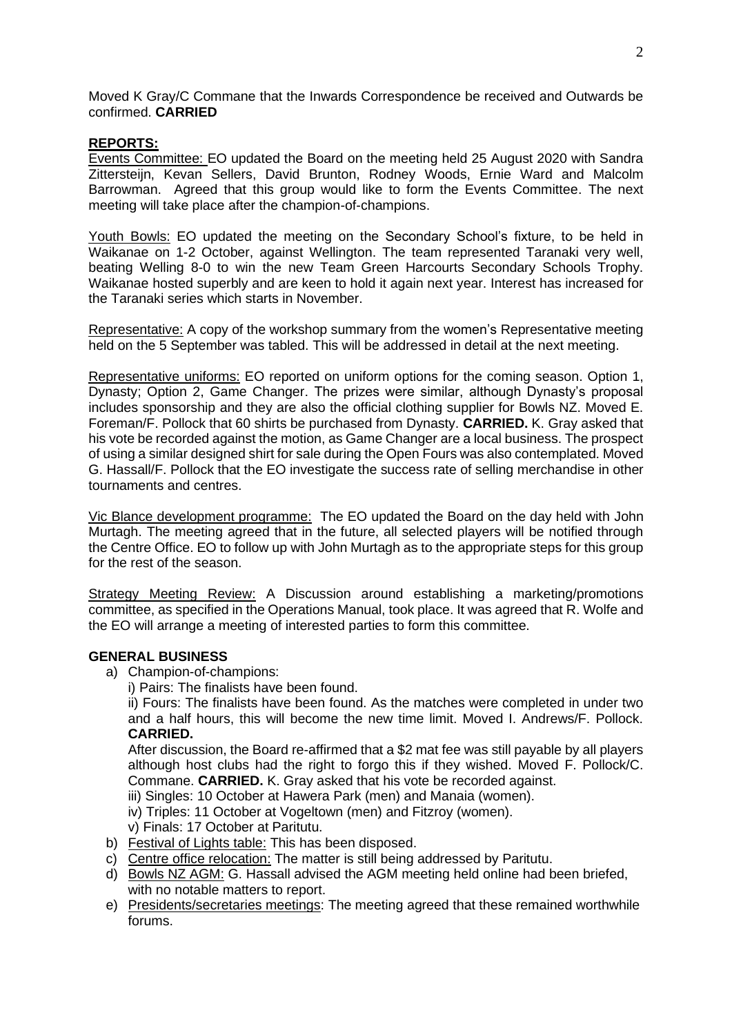Moved K Gray/C Commane that the Inwards Correspondence be received and Outwards be confirmed. **CARRIED**

**REPORTS:**

Events Committee: EO updated the Board on the meeting held 25 August 2020 with Sandra Zittersteijn, Kevan Sellers, David Brunton, Rodney Woods, Ernie Ward and Malcolm Barrowman. Agreed that this group would like to form the Events Committee. The next meeting will take place after the champion-of-champions.

Youth Bowls: EO updated the meeting on the Secondary School's fixture, to be held in Waikanae on 1-2 October, against Wellington. The team represented Taranaki very well, beating Welling 8-0 to win the new Team Green Harcourts Secondary Schools Trophy. Waikanae hosted superbly and are keen to hold it again next year. Interest has increased for the Taranaki series which starts in November.

Representative: A copy of the workshop summary from the women's Representative meeting held on the 5 September was tabled. This will be addressed in detail at the next meeting.

Representative uniforms: EO reported on uniform options for the coming season. Option 1, Dynasty; Option 2, Game Changer. The prizes were similar, although Dynasty's proposal includes sponsorship and they are also the official clothing supplier for Bowls NZ. Moved E. Foreman/F. Pollock that 60 shirts be purchased from Dynasty. **CARRIED.** K. Gray asked that his vote be recorded against the motion, as Game Changer are a local business. The prospect of using a similar designed shirt for sale during the Open Fours was also contemplated. Moved G. Hassall/F. Pollock that the EO investigate the success rate of selling merchandise in other tournaments and centres.

Vic Blance development programme: The EO updated the Board on the day held with John Murtagh. The meeting agreed that in the future, all selected players will be notified through the Centre Office. EO to follow up with John Murtagh as to the appropriate steps for this group for the rest of the season.

Strategy Meeting Review: A Discussion around establishing a marketing/promotions committee, as specified in the Operations Manual, took place. It was agreed that R. Wolfe and the EO will arrange a meeting of interested parties to form this committee.

**GENERAL BUSINESS**

a) Champion-of-champions:

   i) Pairs: The finalists have been found.

   ii) Fours: The finalists have been found. As the matches were completed in under two and a half hours, this will become the new time limit. Moved I. Andrews/F. Pollock. **CARRIED.**

   After discussion, the Board re-affirmed that a $2 mat fee was still payable by all players although host clubs had the right to forgo this if they wished. Moved F. Pollock/C. Commane. **CARRIED.** K. Gray asked that his vote be recorded against.

   iii) Singles: 10 October at Hawera Park (men) and Manaia (women).

   iv) Triples: 11 October at Vogeltown (men) and Fitzroy (women).

   v) Finals: 17 October at Paritutu.

b) Festival of Lights table: This has been disposed.

c) Centre office relocation: The matter is still being addressed by Paritutu.

d) Bowls NZ AGM: G. Hassall advised the AGM meeting held online had been briefed, with no notable matters to report.

e) Presidents/secretaries meetings: The meeting agreed that these remained worthwhile forums.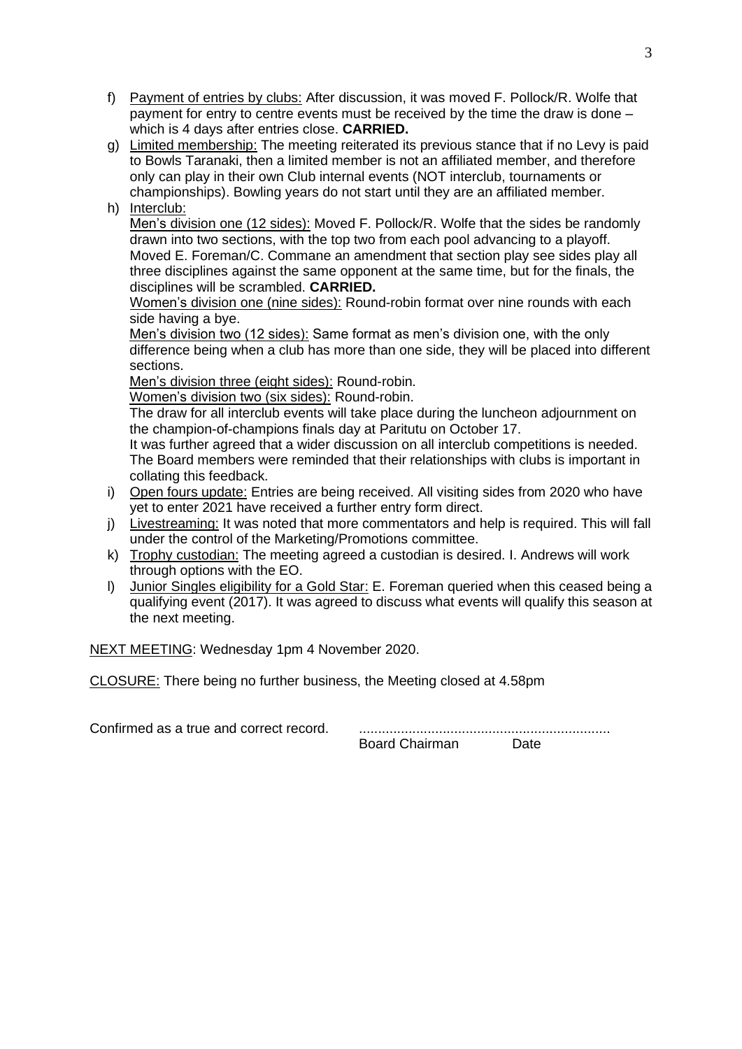f) <u>Payment of entries by clubs:</u> After discussion, it was moved F. Pollock/R. Wolfe that payment for entry to centre events must be received by the time the draw is done – which is 4 days after entries close. **CARRIED.**

g) <u>Limited membership:</u> The meeting reiterated its previous stance that if no Levy is paid to Bowls Taranaki, then a limited member is not an affiliated member, and therefore only can play in their own Club internal events (NOT interclub, tournaments or championships). Bowling years do not start until they are an affiliated member.

h) <u>Interclub:</u>

   <u>Men's division one (12 sides):</u> Moved F. Pollock/R. Wolfe that the sides be randomly drawn into two sections, with the top two from each pool advancing to a playoff. Moved E. Foreman/C. Commane an amendment that section play see sides play all three disciplines against the same opponent at the same time, but for the finals, the disciplines will be scrambled. **CARRIED.**

   <u>Women's division one (nine sides):</u> Round-robin format over nine rounds with each side having a bye.

   <u>Men's division two (12 sides):</u> Same format as men's division one, with the only difference being when a club has more than one side, they will be placed into different sections.

   <u>Men's division three (eight sides):</u> Round-robin.

   <u>Women's division two (six sides):</u> Round-robin.

   The draw for all interclub events will take place during the luncheon adjournment on the champion-of-champions finals day at Paritutu on October 17.

   It was further agreed that a wider discussion on all interclub competitions is needed. The Board members were reminded that their relationships with clubs is important in collating this feedback.

i) <u>Open fours update:</u> Entries are being received. All visiting sides from 2020 who have yet to enter 2021 have received a further entry form direct.

j) <u>Livestreaming:</u> It was noted that more commentators and help is required. This will fall under the control of the Marketing/Promotions committee.

k) <u>Trophy custodian:</u> The meeting agreed a custodian is desired. I. Andrews will work through options with the EO.

l) <u>Junior Singles eligibility for a Gold Star:</u> E. Foreman queried when this ceased being a qualifying event (2017). It was agreed to discuss what events will qualify this season at the next meeting.

<u>NEXT MEETING</u>: Wednesday 1pm 4 November 2020.

<u>CLOSURE:</u> There being no further business, the Meeting closed at 4.58pm

Confirmed as a true and correct record. .................................................................

Board Chairman Date